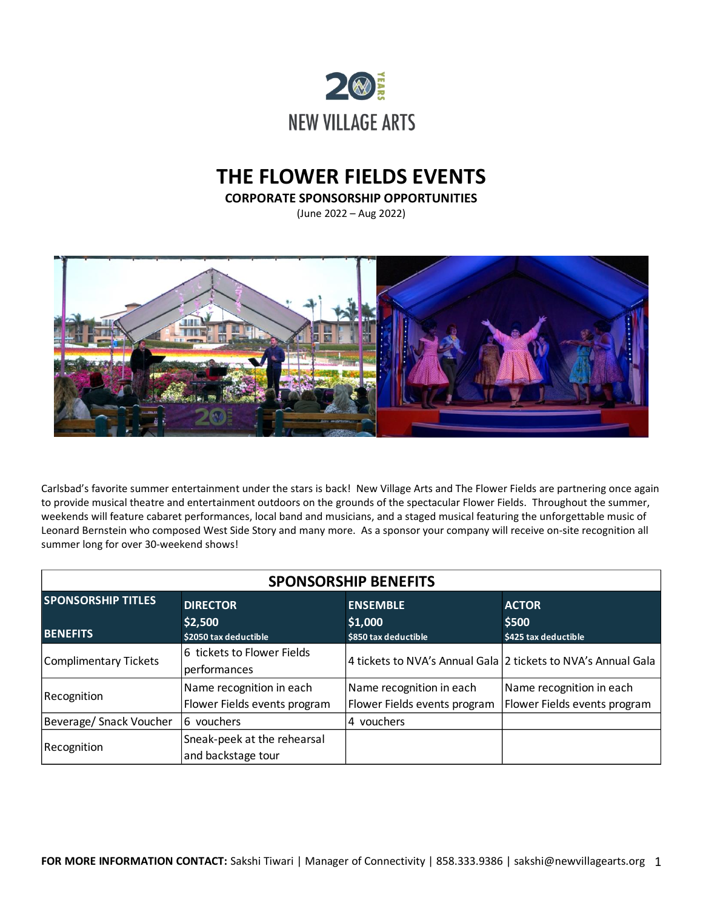20 YEARS NEW VILLAGE ARTS

# THE FLOWER FIELDS EVENTS

**CORPORATE SPONSORSHIP OPPORTUNITIES**

(June 2022 – Aug 2022)

Carlsbad's favorite summer entertainment under the stars is back! New Village Arts and The Flower Fields are partnering once again to provide musical theatre and entertainment outdoors on the grounds of the spectacular Flower Fields. Throughout the summer, weekends will feature cabaret performances, local band and musicians, and a staged musical featuring the unforgettable music of Leonard Bernstein who composed West Side Story and many more. As a sponsor your company will receive on-site recognition all summer long for over 30-weekend shows!

## SPONSORSHIP BENEFITS

| SPONSORSHIP TITLES / BENEFITS | DIRECTOR $2,500 ($2050 tax deductible) | ENSEMBLE $1,000 ($850 tax deductible) | ACTOR $500 ($425 tax deductible) |
|---|---|---|---|
| Complimentary Tickets | 6 tickets to Flower Fields performances | 4 tickets to NVA's Annual Gala | 2 tickets to NVA's Annual Gala |
| Recognition | Name recognition in each Flower Fields events program | Name recognition in each Flower Fields events program | Name recognition in each Flower Fields events program |
| Beverage/ Snack Voucher | 6 vouchers | 4 vouchers | |
| Recognition | Sneak-peek at the rehearsal and backstage tour | | |

**FOR MORE INFORMATION CONTACT:** Sakshi Tiwari | Manager of Connectivity | 858.333.9386 | sakshi@newvillagearts.org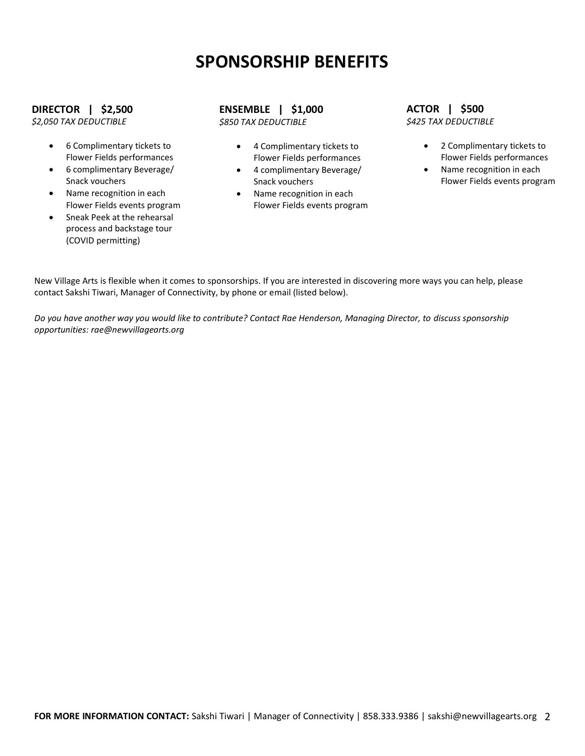# SPONSORSHIP BENEFITS

**DIRECTOR | $2,500**
*$2,050 TAX DEDUCTIBLE*

- 6 Complimentary tickets to Flower Fields performances
- 6 complimentary Beverage/ Snack vouchers
- Name recognition in each Flower Fields events program
- Sneak Peek at the rehearsal process and backstage tour (COVID permitting)

**ENSEMBLE | $1,000**
*$850 TAX DEDUCTIBLE*

- 4 Complimentary tickets to Flower Fields performances
- 4 complimentary Beverage/ Snack vouchers
- Name recognition in each Flower Fields events program

**ACTOR | $500**
*$425 TAX DEDUCTIBLE*

- 2 Complimentary tickets to Flower Fields performances
- Name recognition in each Flower Fields events program

New Village Arts is flexible when it comes to sponsorships. If you are interested in discovering more ways you can help, please contact Sakshi Tiwari, Manager of Connectivity, by phone or email (listed below).

*Do you have another way you would like to contribute? Contact Rae Henderson, Managing Director, to discuss sponsorship opportunities: rae@newvillagearts.org*

**FOR MORE INFORMATION CONTACT:** Sakshi Tiwari | Manager of Connectivity | 858.333.9386 | sakshi@newvillagearts.org